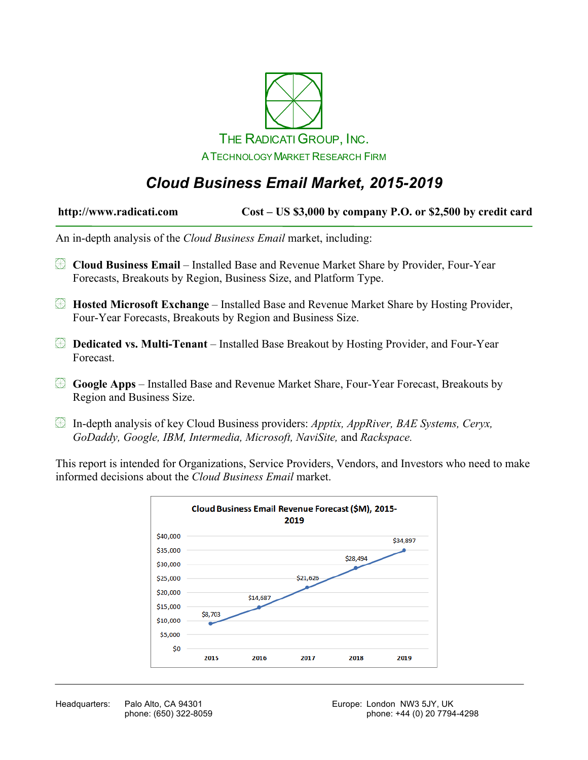THE RADICATI GROUP, INC.

A TECHNOLOGY MARKET RESEARCH FIRM

# *Cloud Business Email Market, 2015-2019*

**http://www.radicati.com** **Cost – US $3,000 by company P.O. or $2,500 by credit card**

An in-depth analysis of the *Cloud Business Email* market, including:

- **Cloud Business Email** – Installed Base and Revenue Market Share by Provider, Four-Year Forecasts, Breakouts by Region, Business Size, and Platform Type.
- **Hosted Microsoft Exchange** – Installed Base and Revenue Market Share by Hosting Provider, Four-Year Forecasts, Breakouts by Region and Business Size.
- **Dedicated vs. Multi-Tenant** – Installed Base Breakout by Hosting Provider, and Four-Year Forecast.
- **Google Apps** – Installed Base and Revenue Market Share, Four-Year Forecast, Breakouts by Region and Business Size.
- In-depth analysis of key Cloud Business providers: *Apptix, AppRiver, BAE Systems, Ceryx, GoDaddy, Google, IBM, Intermedia, Microsoft, NaviSite,* and *Rackspace.*

This report is intended for Organizations, Service Providers, Vendors, and Investors who need to make informed decisions about the *Cloud Business Email* market.

**Cloud Business Email Revenue Forecast ($M), 2015-2019**

| Year | Revenue ($M) |
|---|---|
| 2015 | $8,703 |
| 2016 | $14,687 |
| 2017 | $21,626 |
| 2018 | $28,494 |
| 2019 | $34,897 |

Headquarters: Palo Alto, CA 94301
phone: (650) 322-8059

Europe: London NW3 5JY, UK
phone: +44 (0) 20 7794-4298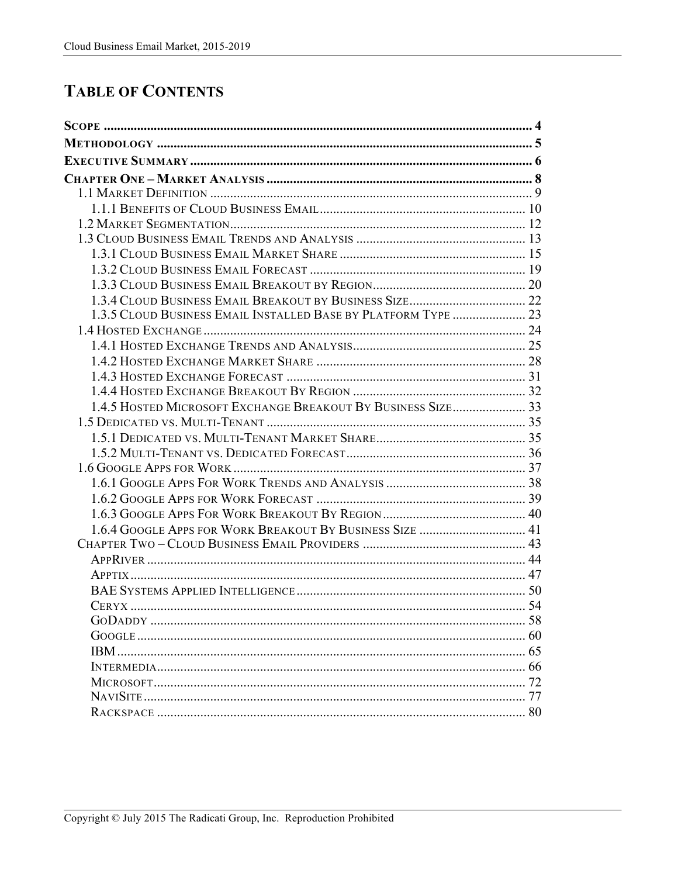# TABLE OF CONTENTS

**SCOPE** .......... 4

**METHODOLOGY** .......... 5

**EXECUTIVE SUMMARY** .......... 6

**CHAPTER ONE – MARKET ANALYSIS** .......... 8

- 1.1 MARKET DEFINITION .......... 9
  - 1.1.1 BENEFITS OF CLOUD BUSINESS EMAIL .......... 10
- 1.2 MARKET SEGMENTATION .......... 12
- 1.3 CLOUD BUSINESS EMAIL TRENDS AND ANALYSIS .......... 13
  - 1.3.1 CLOUD BUSINESS EMAIL MARKET SHARE .......... 15
  - 1.3.2 CLOUD BUSINESS EMAIL FORECAST .......... 19
  - 1.3.3 CLOUD BUSINESS EMAIL BREAKOUT BY REGION .......... 20
  - 1.3.4 CLOUD BUSINESS EMAIL BREAKOUT BY BUSINESS SIZE .......... 22
  - 1.3.5 CLOUD BUSINESS EMAIL INSTALLED BASE BY PLATFORM TYPE .......... 23
- 1.4 HOSTED EXCHANGE .......... 24
  - 1.4.1 HOSTED EXCHANGE TRENDS AND ANALYSIS .......... 25
  - 1.4.2 HOSTED EXCHANGE MARKET SHARE .......... 28
  - 1.4.3 HOSTED EXCHANGE FORECAST .......... 31
  - 1.4.4 HOSTED EXCHANGE BREAKOUT BY REGION .......... 32
  - 1.4.5 HOSTED MICROSOFT EXCHANGE BREAKOUT BY BUSINESS SIZE .......... 33
- 1.5 DEDICATED VS. MULTI-TENANT .......... 35
  - 1.5.1 DEDICATED VS. MULTI-TENANT MARKET SHARE .......... 35
  - 1.5.2 MULTI-TENANT VS. DEDICATED FORECAST .......... 36
- 1.6 GOOGLE APPS FOR WORK .......... 37
  - 1.6.1 GOOGLE APPS FOR WORK TRENDS AND ANALYSIS .......... 38
  - 1.6.2 GOOGLE APPS FOR WORK FORECAST .......... 39
  - 1.6.3 GOOGLE APPS FOR WORK BREAKOUT BY REGION .......... 40
  - 1.6.4 GOOGLE APPS FOR WORK BREAKOUT BY BUSINESS SIZE .......... 41

CHAPTER TWO – CLOUD BUSINESS EMAIL PROVIDERS .......... 43

- APPRIVER .......... 44
- APPTIX .......... 47
- BAE SYSTEMS APPLIED INTELLIGENCE .......... 50
- CERYX .......... 54
- GODADDY .......... 58
- GOOGLE .......... 60
- IBM .......... 65
- INTERMEDIA .......... 66
- MICROSOFT .......... 72
- NAVISITE .......... 77
- RACKSPACE .......... 80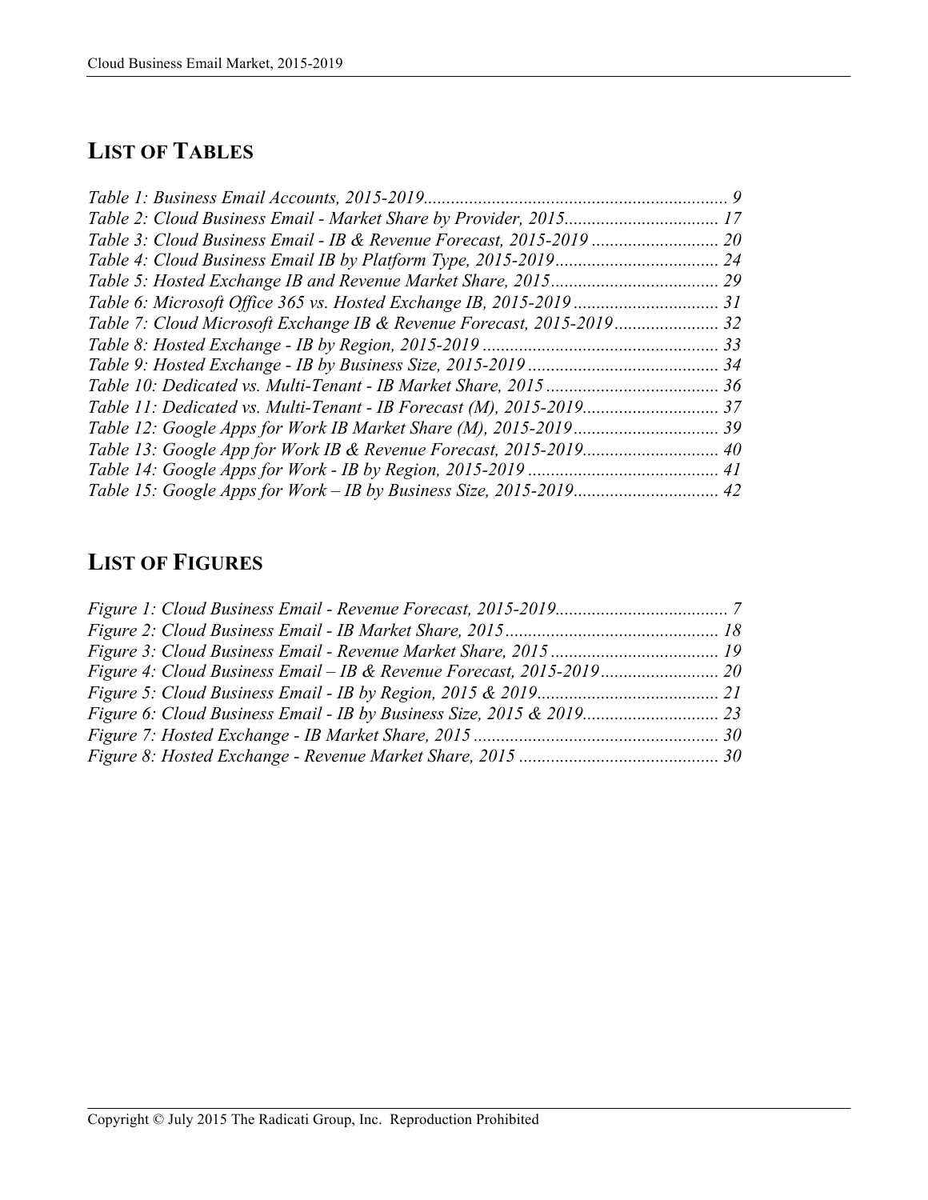## LIST OF TABLES

*Table 1: Business Email Accounts, 2015-2019 .................................................................. 9*
*Table 2: Cloud Business Email - Market Share by Provider, 2015 .................................. 17*
*Table 3: Cloud Business Email - IB & Revenue Forecast, 2015-2019 ............................ 20*
*Table 4: Cloud Business Email IB by Platform Type, 2015-2019 .................................... 24*
*Table 5: Hosted Exchange IB and Revenue Market Share, 2015 ..................................... 29*
*Table 6: Microsoft Office 365 vs. Hosted Exchange IB, 2015-2019 ................................ 31*
*Table 7: Cloud Microsoft Exchange IB & Revenue Forecast, 2015-2019 ....................... 32*
*Table 8: Hosted Exchange - IB by Region, 2015-2019 .................................................... 33*
*Table 9: Hosted Exchange - IB by Business Size, 2015-2019 .......................................... 34*
*Table 10: Dedicated vs. Multi-Tenant - IB Market Share, 2015 ...................................... 36*
*Table 11: Dedicated vs. Multi-Tenant - IB Forecast (M), 2015-2019 .............................. 37*
*Table 12: Google Apps for Work IB Market Share (M), 2015-2019 ................................ 39*
*Table 13: Google App for Work IB & Revenue Forecast, 2015-2019 .............................. 40*
*Table 14: Google Apps for Work - IB by Region, 2015-2019 .......................................... 41*
*Table 15: Google Apps for Work – IB by Business Size, 2015-2019 ................................ 42*

## LIST OF FIGURES

*Figure 1: Cloud Business Email - Revenue Forecast, 2015-2019 ...................................... 7*
*Figure 2: Cloud Business Email - IB Market Share, 2015 ............................................... 18*
*Figure 3: Cloud Business Email - Revenue Market Share, 2015 ..................................... 19*
*Figure 4: Cloud Business Email – IB & Revenue Forecast, 2015-2019 .......................... 20*
*Figure 5: Cloud Business Email - IB by Region, 2015 & 2019 ........................................ 21*
*Figure 6: Cloud Business Email - IB by Business Size, 2015 & 2019 ............................. 23*
*Figure 7: Hosted Exchange - IB Market Share, 2015 ...................................................... 30*
*Figure 8: Hosted Exchange - Revenue Market Share, 2015 ............................................ 30*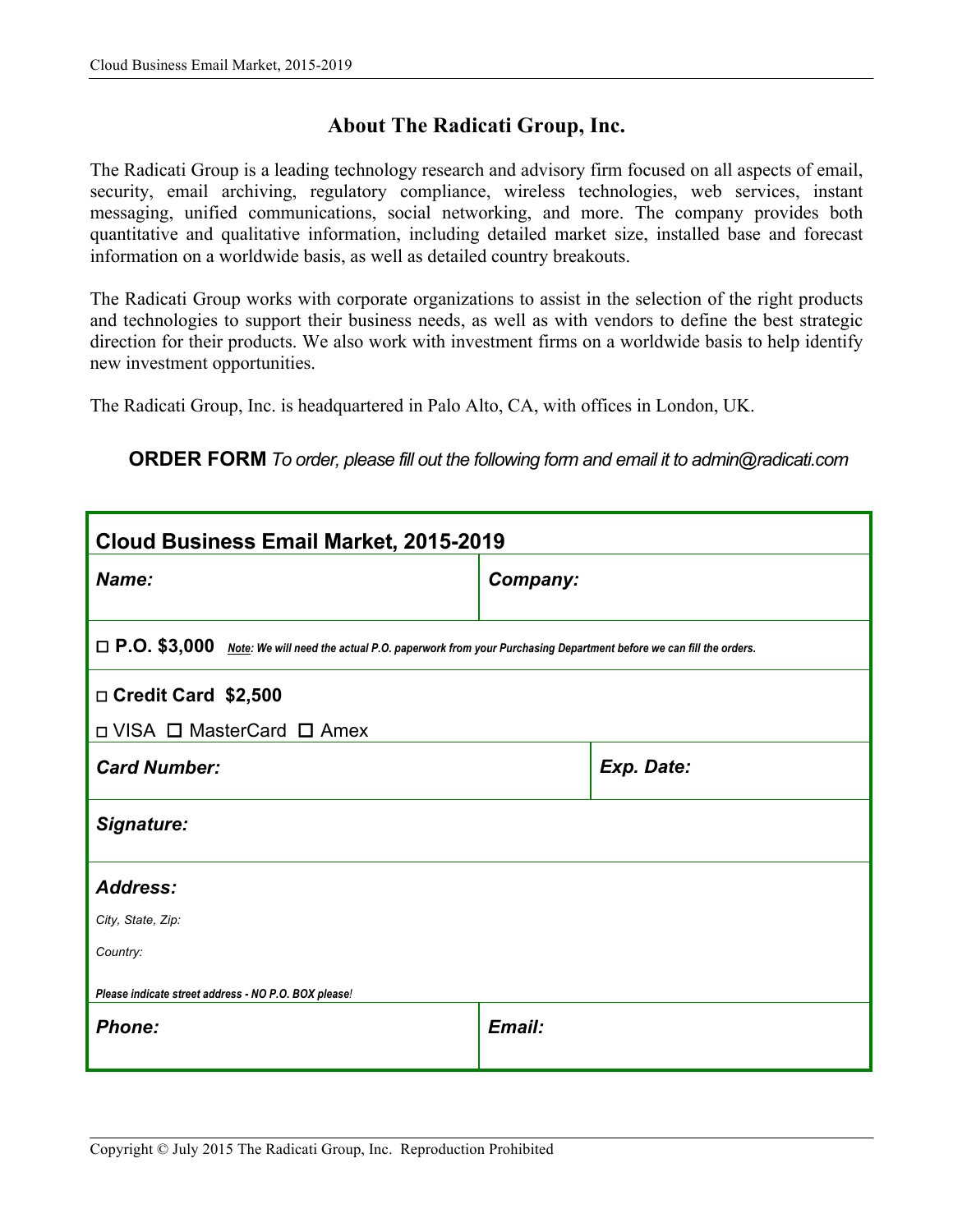## About The Radicati Group, Inc.

The Radicati Group is a leading technology research and advisory firm focused on all aspects of email, security, email archiving, regulatory compliance, wireless technologies, web services, instant messaging, unified communications, social networking, and more. The company provides both quantitative and qualitative information, including detailed market size, installed base and forecast information on a worldwide basis, as well as detailed country breakouts.

The Radicati Group works with corporate organizations to assist in the selection of the right products and technologies to support their business needs, as well as with vendors to define the best strategic direction for their products. We also work with investment firms on a worldwide basis to help identify new investment opportunities.

The Radicati Group, Inc. is headquartered in Palo Alto, CA, with offices in London, UK.

**ORDER FORM** *To order, please fill out the following form and email it to admin@radicati.com*

| **Cloud Business Email Market, 2015-2019** | |
|---|---|
| ***Name:*** | ***Company:*** |
| ☐ **P.O. $3,000** ***Note: We will need the actual P.O. paperwork from your Purchasing Department before we can fill the orders.*** | |
| ☐ **Credit Card $2,500**<br>☐ VISA ☐ MasterCard ☐ Amex | |
| ***Card Number:*** | ***Exp. Date:*** |
| ***Signature:*** | |
| ***Address:***<br>*City, State, Zip:*<br>*Country:*<br>***Please indicate street address - NO P.O. BOX please!*** | |
| ***Phone:*** | ***Email:*** |

Copyright © July 2015 The Radicati Group, Inc. Reproduction Prohibited